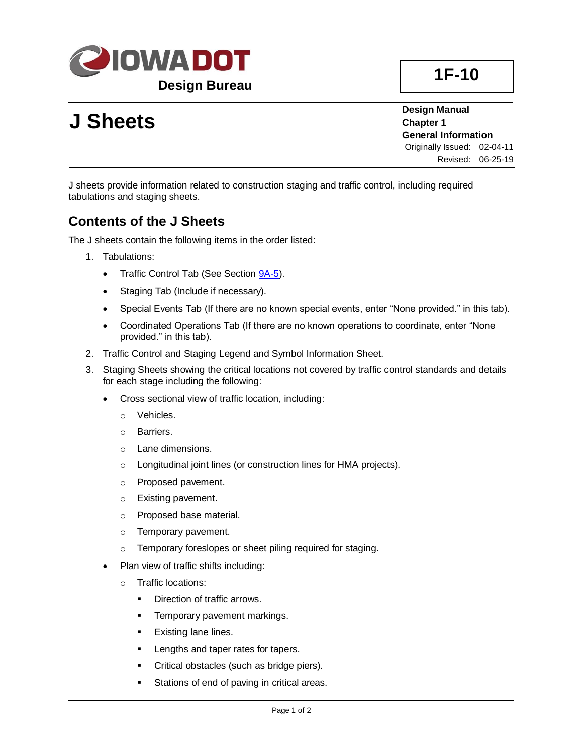**IOWA DOT**

**Design Bureau**

**1F-10**

# J Sheets

**Design Manual**
**Chapter 1**
**General Information**
Originally Issued: 02-04-11
Revised: 06-25-19

J sheets provide information related to construction staging and traffic control, including required tabulations and staging sheets.

## Contents of the J Sheets

The J sheets contain the following items in the order listed:

1. Tabulations:
   - Traffic Control Tab (See Section [9A-5](9A-5)).
   - Staging Tab (Include if necessary).
   - Special Events Tab (If there are no known special events, enter "None provided." in this tab).
   - Coordinated Operations Tab (If there are no known operations to coordinate, enter "None provided." in this tab).
2. Traffic Control and Staging Legend and Symbol Information Sheet.
3. Staging Sheets showing the critical locations not covered by traffic control standards and details for each stage including the following:
   - Cross sectional view of traffic location, including:
     - Vehicles.
     - Barriers.
     - Lane dimensions.
     - Longitudinal joint lines (or construction lines for HMA projects).
     - Proposed pavement.
     - Existing pavement.
     - Proposed base material.
     - Temporary pavement.
     - Temporary foreslopes or sheet piling required for staging.
   - Plan view of traffic shifts including:
     - Traffic locations:
       - Direction of traffic arrows.
       - Temporary pavement markings.
       - Existing lane lines.
       - Lengths and taper rates for tapers.
       - Critical obstacles (such as bridge piers).
       - Stations of end of paving in critical areas.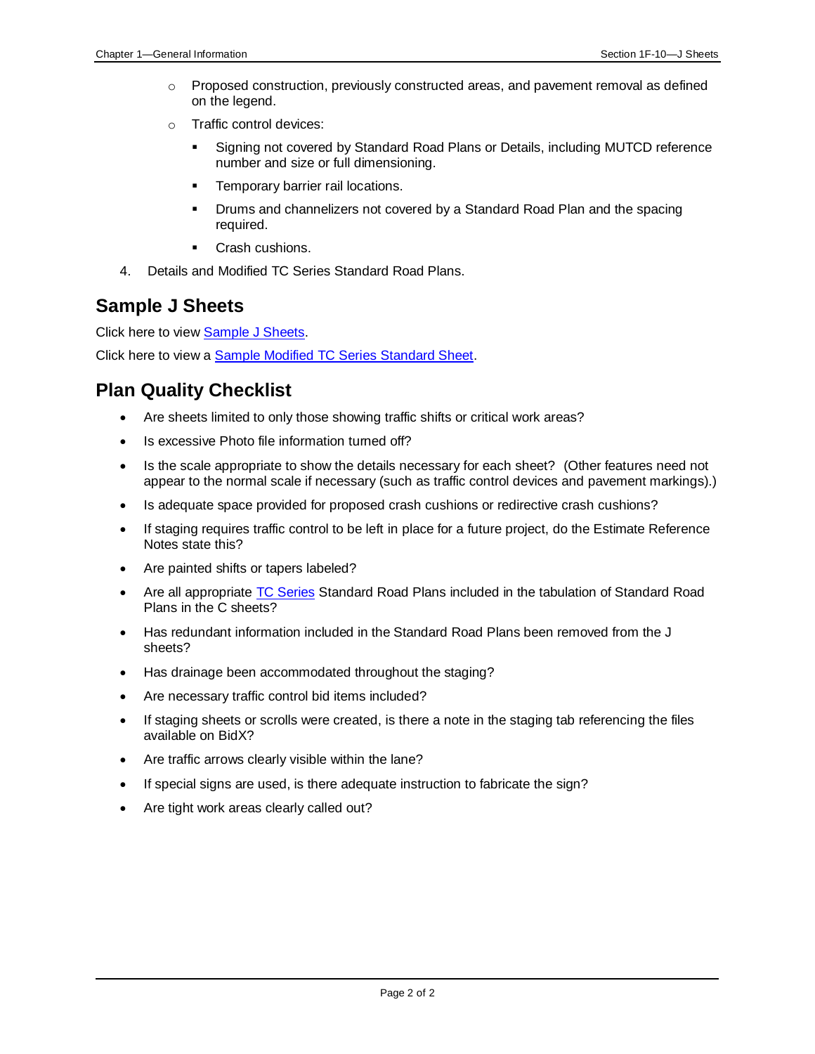- Proposed construction, previously constructed areas, and pavement removal as defined on the legend.
- Traffic control devices:
  - Signing not covered by Standard Road Plans or Details, including MUTCD reference number and size or full dimensioning.
  - Temporary barrier rail locations.
  - Drums and channelizers not covered by a Standard Road Plan and the spacing required.
  - Crash cushions.

4. Details and Modified TC Series Standard Road Plans.

## Sample J Sheets

Click here to view Sample J Sheets.

Click here to view a Sample Modified TC Series Standard Sheet.

## Plan Quality Checklist

- Are sheets limited to only those showing traffic shifts or critical work areas?
- Is excessive Photo file information turned off?
- Is the scale appropriate to show the details necessary for each sheet? (Other features need not appear to the normal scale if necessary (such as traffic control devices and pavement markings).)
- Is adequate space provided for proposed crash cushions or redirective crash cushions?
- If staging requires traffic control to be left in place for a future project, do the Estimate Reference Notes state this?
- Are painted shifts or tapers labeled?
- Are all appropriate TC Series Standard Road Plans included in the tabulation of Standard Road Plans in the C sheets?
- Has redundant information included in the Standard Road Plans been removed from the J sheets?
- Has drainage been accommodated throughout the staging?
- Are necessary traffic control bid items included?
- If staging sheets or scrolls were created, is there a note in the staging tab referencing the files available on BidX?
- Are traffic arrows clearly visible within the lane?
- If special signs are used, is there adequate instruction to fabricate the sign?
- Are tight work areas clearly called out?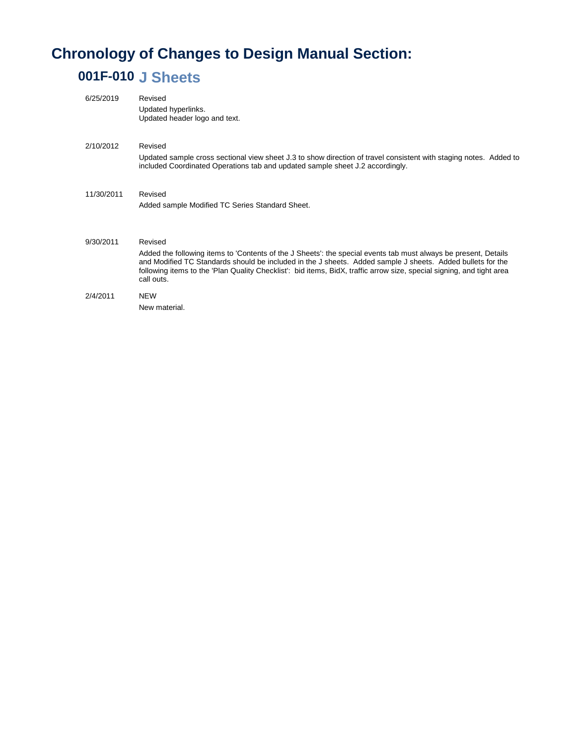# Chronology of Changes to Design Manual Section:

## 001F-010 J Sheets

| | | |
|---|---|---|
| 6/25/2019 | Revised | Updated hyperlinks. Updated header logo and text. |
| 2/10/2012 | Revised | Updated sample cross sectional view sheet J.3 to show direction of travel consistent with staging notes. Added to included Coordinated Operations tab and updated sample sheet J.2 accordingly. |
| 11/30/2011 | Revised | Added sample Modified TC Series Standard Sheet. |
| 9/30/2011 | Revised | Added the following items to 'Contents of the J Sheets': the special events tab must always be present, Details and Modified TC Standards should be included in the J sheets. Added sample J sheets. Added bullets for the following items to the 'Plan Quality Checklist': bid items, BidX, traffic arrow size, special signing, and tight area call outs. |
| 2/4/2011 | NEW | New material. |